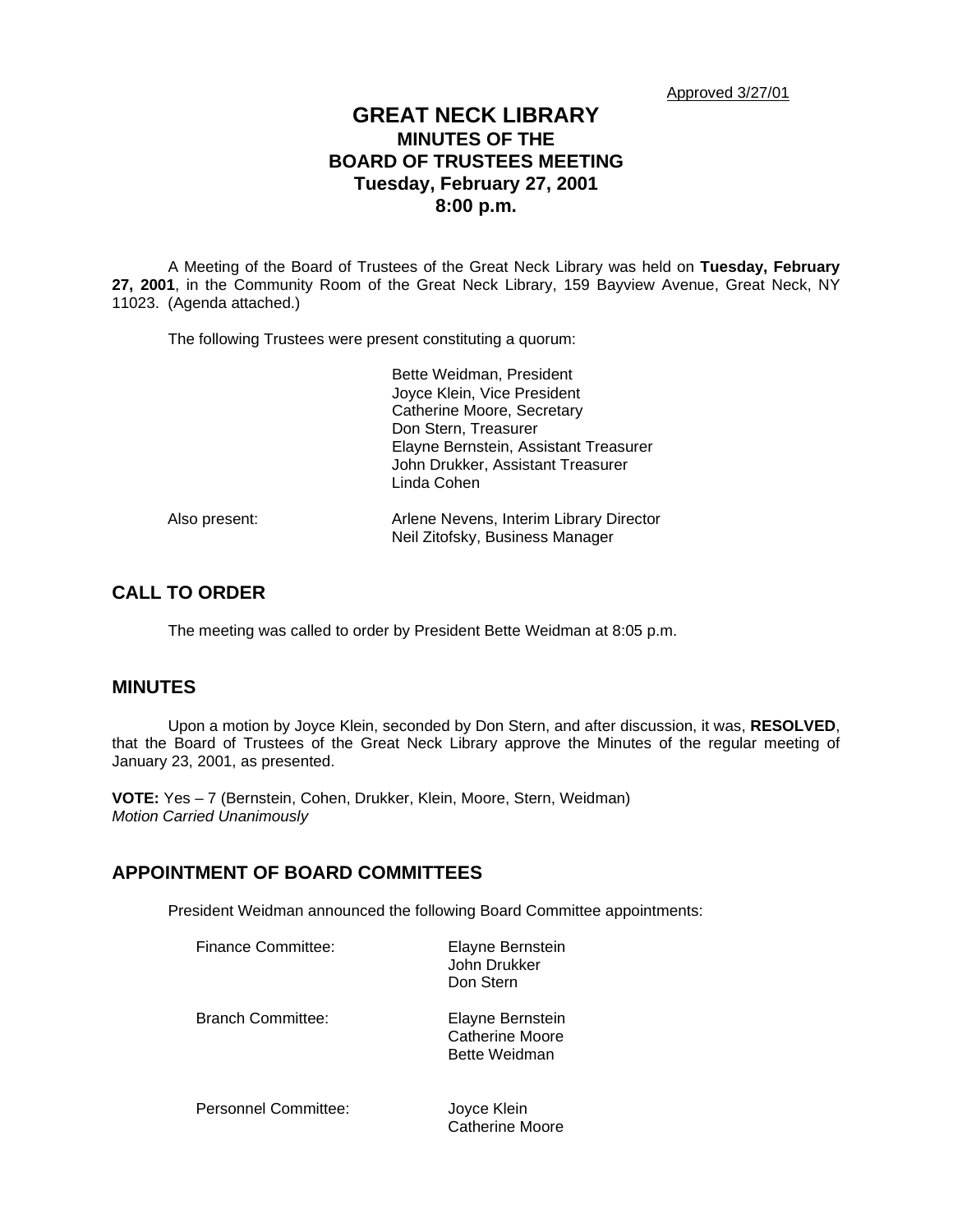Approved 3/27/01

# GREAT NECK LIBRARY
## MINUTES OF THE BOARD OF TRUSTEES MEETING
## Tuesday, February 27, 2001
## 8:00 p.m.

A Meeting of the Board of Trustees of the Great Neck Library was held on **Tuesday, February 27, 2001**, in the Community Room of the Great Neck Library, 159 Bayview Avenue, Great Neck, NY 11023. (Agenda attached.)

The following Trustees were present constituting a quorum:

Bette Weidman, President
Joyce Klein, Vice President
Catherine Moore, Secretary
Don Stern, Treasurer
Elayne Bernstein, Assistant Treasurer
John Drukker, Assistant Treasurer
Linda Cohen

Also present:

Arlene Nevens, Interim Library Director
Neil Zitofsky, Business Manager

## CALL TO ORDER

The meeting was called to order by President Bette Weidman at 8:05 p.m.

## MINUTES

Upon a motion by Joyce Klein, seconded by Don Stern, and after discussion, it was, **RESOLVED**, that the Board of Trustees of the Great Neck Library approve the Minutes of the regular meeting of January 23, 2001, as presented.

**VOTE:** Yes – 7 (Bernstein, Cohen, Drukker, Klein, Moore, Stern, Weidman)
*Motion Carried Unanimously*

## APPOINTMENT OF BOARD COMMITTEES

President Weidman announced the following Board Committee appointments:

Finance Committee:
Elayne Bernstein
John Drukker
Don Stern

Branch Committee:
Elayne Bernstein
Catherine Moore
Bette Weidman

Personnel Committee:
Joyce Klein
Catherine Moore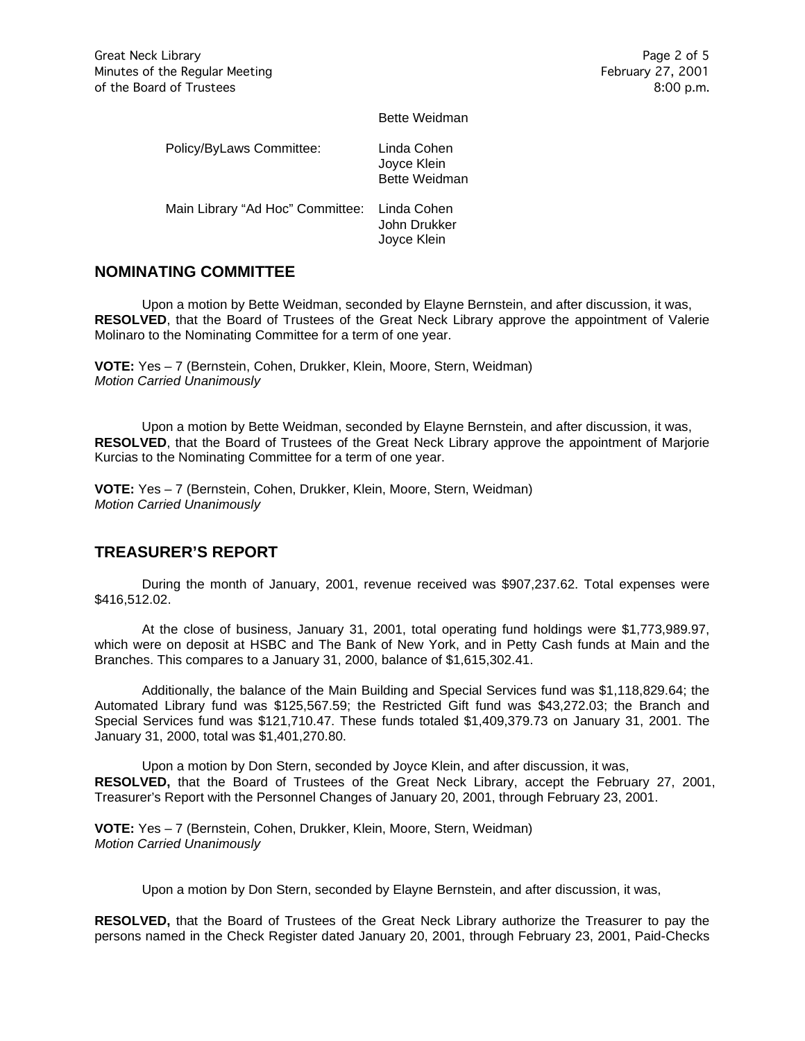| | |
|---|---|
| | Bette Weidman |
| Policy/ByLaws Committee: | Linda Cohen<br>Joyce Klein<br>Bette Weidman |
| Main Library "Ad Hoc" Committee: | Linda Cohen<br>John Drukker<br>Joyce Klein |

## NOMINATING COMMITTEE

Upon a motion by Bette Weidman, seconded by Elayne Bernstein, and after discussion, it was, **RESOLVED**, that the Board of Trustees of the Great Neck Library approve the appointment of Valerie Molinaro to the Nominating Committee for a term of one year.

**VOTE:** Yes – 7 (Bernstein, Cohen, Drukker, Klein, Moore, Stern, Weidman)
*Motion Carried Unanimously*

Upon a motion by Bette Weidman, seconded by Elayne Bernstein, and after discussion, it was, **RESOLVED**, that the Board of Trustees of the Great Neck Library approve the appointment of Marjorie Kurcias to the Nominating Committee for a term of one year.

**VOTE:** Yes – 7 (Bernstein, Cohen, Drukker, Klein, Moore, Stern, Weidman)
*Motion Carried Unanimously*

## TREASURER'S REPORT

During the month of January, 2001, revenue received was $907,237.62. Total expenses were $416,512.02.

At the close of business, January 31, 2001, total operating fund holdings were $1,773,989.97, which were on deposit at HSBC and The Bank of New York, and in Petty Cash funds at Main and the Branches. This compares to a January 31, 2000, balance of $1,615,302.41.

Additionally, the balance of the Main Building and Special Services fund was $1,118,829.64; the Automated Library fund was $125,567.59; the Restricted Gift fund was $43,272.03; the Branch and Special Services fund was $121,710.47. These funds totaled $1,409,379.73 on January 31, 2001. The January 31, 2000, total was $1,401,270.80.

Upon a motion by Don Stern, seconded by Joyce Klein, and after discussion, it was,
**RESOLVED,** that the Board of Trustees of the Great Neck Library, accept the February 27, 2001, Treasurer's Report with the Personnel Changes of January 20, 2001, through February 23, 2001.

**VOTE:** Yes – 7 (Bernstein, Cohen, Drukker, Klein, Moore, Stern, Weidman)
*Motion Carried Unanimously*

Upon a motion by Don Stern, seconded by Elayne Bernstein, and after discussion, it was,

**RESOLVED,** that the Board of Trustees of the Great Neck Library authorize the Treasurer to pay the persons named in the Check Register dated January 20, 2001, through February 23, 2001, Paid-Checks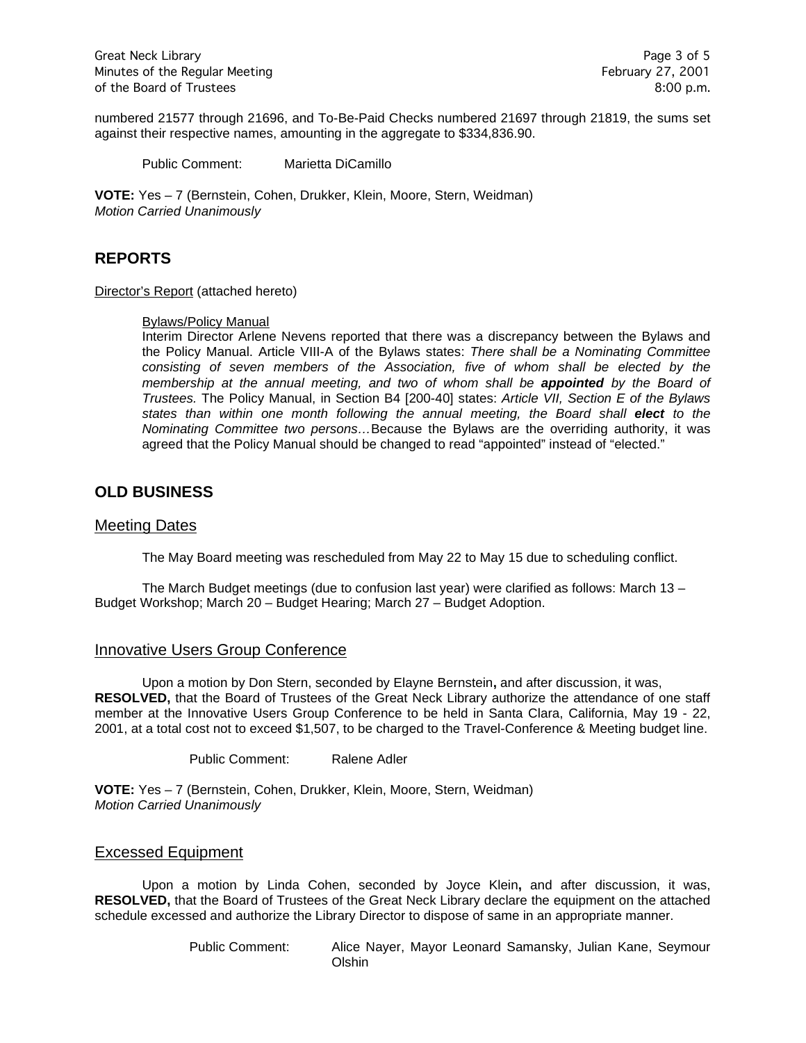numbered 21577 through 21696, and To-Be-Paid Checks numbered 21697 through 21819, the sums set against their respective names, amounting in the aggregate to $334,836.90.

Public Comment: Marietta DiCamillo

**VOTE:** Yes – 7 (Bernstein, Cohen, Drukker, Klein, Moore, Stern, Weidman)
*Motion Carried Unanimously*

## REPORTS

Director's Report (attached hereto)

Bylaws/Policy Manual
Interim Director Arlene Nevens reported that there was a discrepancy between the Bylaws and the Policy Manual. Article VIII-A of the Bylaws states: *There shall be a Nominating Committee consisting of seven members of the Association, five of whom shall be elected by the membership at the annual meeting, and two of whom shall be* ***appointed*** *by the Board of Trustees.* The Policy Manual, in Section B4 [200-40] states: *Article VII, Section E of the Bylaws states than within one month following the annual meeting, the Board shall* ***elect*** *to the Nominating Committee two persons…* Because the Bylaws are the overriding authority, it was agreed that the Policy Manual should be changed to read "appointed" instead of "elected."

## OLD BUSINESS

### Meeting Dates

The May Board meeting was rescheduled from May 22 to May 15 due to scheduling conflict.

The March Budget meetings (due to confusion last year) were clarified as follows: March 13 – Budget Workshop; March 20 – Budget Hearing; March 27 – Budget Adoption.

### Innovative Users Group Conference

Upon a motion by Don Stern, seconded by Elayne Bernstein**,** and after discussion, it was, **RESOLVED,** that the Board of Trustees of the Great Neck Library authorize the attendance of one staff member at the Innovative Users Group Conference to be held in Santa Clara, California, May 19 - 22, 2001, at a total cost not to exceed $1,507, to be charged to the Travel-Conference & Meeting budget line.

Public Comment: Ralene Adler

**VOTE:** Yes – 7 (Bernstein, Cohen, Drukker, Klein, Moore, Stern, Weidman)
*Motion Carried Unanimously*

### Excessed Equipment

Upon a motion by Linda Cohen, seconded by Joyce Klein**,** and after discussion, it was, **RESOLVED,** that the Board of Trustees of the Great Neck Library declare the equipment on the attached schedule excessed and authorize the Library Director to dispose of same in an appropriate manner.

Public Comment: Alice Nayer, Mayor Leonard Samansky, Julian Kane, Seymour Olshin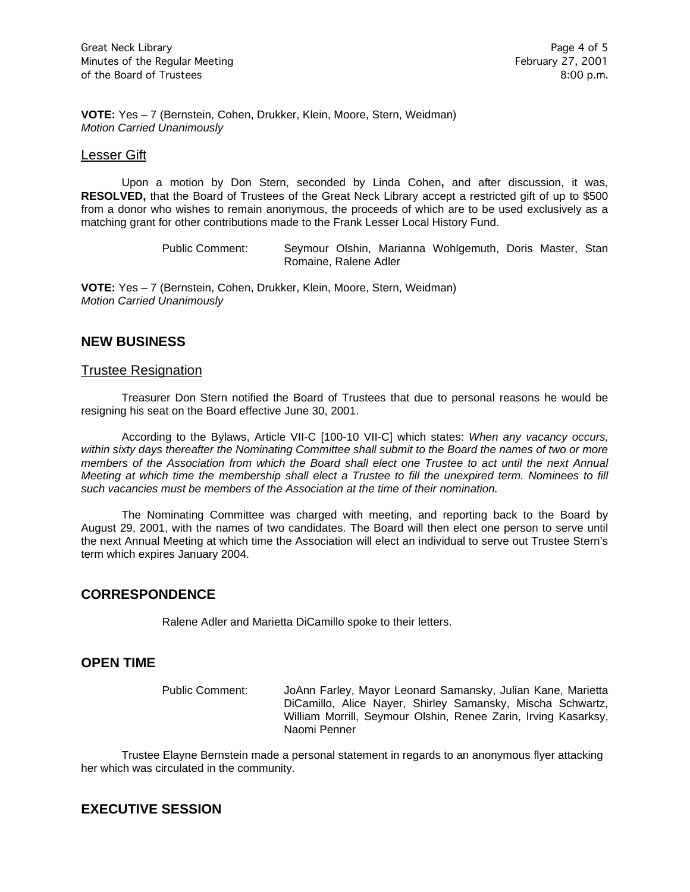**VOTE:** Yes – 7 (Bernstein, Cohen, Drukker, Klein, Moore, Stern, Weidman)
*Motion Carried Unanimously*

### Lesser Gift

Upon a motion by Don Stern, seconded by Linda Cohen**,** and after discussion, it was, **RESOLVED,** that the Board of Trustees of the Great Neck Library accept a restricted gift of up to $500 from a donor who wishes to remain anonymous, the proceeds of which are to be used exclusively as a matching grant for other contributions made to the Frank Lesser Local History Fund.

Public Comment: Seymour Olshin, Marianna Wohlgemuth, Doris Master, Stan Romaine, Ralene Adler

**VOTE:** Yes – 7 (Bernstein, Cohen, Drukker, Klein, Moore, Stern, Weidman)
*Motion Carried Unanimously*

## NEW BUSINESS

### Trustee Resignation

Treasurer Don Stern notified the Board of Trustees that due to personal reasons he would be resigning his seat on the Board effective June 30, 2001.

According to the Bylaws, Article VII-C [100-10 VII-C] which states: *When any vacancy occurs, within sixty days thereafter the Nominating Committee shall submit to the Board the names of two or more members of the Association from which the Board shall elect one Trustee to act until the next Annual Meeting at which time the membership shall elect a Trustee to fill the unexpired term. Nominees to fill such vacancies must be members of the Association at the time of their nomination.*

The Nominating Committee was charged with meeting, and reporting back to the Board by August 29, 2001, with the names of two candidates. The Board will then elect one person to serve until the next Annual Meeting at which time the Association will elect an individual to serve out Trustee Stern's term which expires January 2004.

## CORRESPONDENCE

Ralene Adler and Marietta DiCamillo spoke to their letters.

## OPEN TIME

Public Comment: JoAnn Farley, Mayor Leonard Samansky, Julian Kane, Marietta DiCamillo, Alice Nayer, Shirley Samansky, Mischa Schwartz, William Morrill, Seymour Olshin, Renee Zarin, Irving Kasarksy, Naomi Penner

Trustee Elayne Bernstein made a personal statement in regards to an anonymous flyer attacking her which was circulated in the community.

## EXECUTIVE SESSION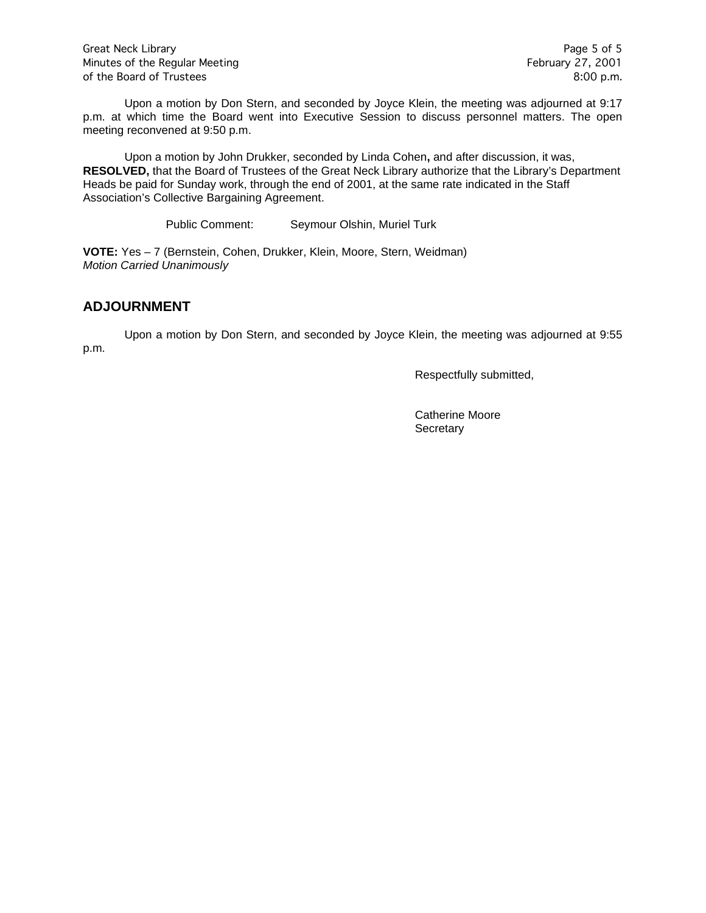Upon a motion by Don Stern, and seconded by Joyce Klein, the meeting was adjourned at 9:17 p.m. at which time the Board went into Executive Session to discuss personnel matters. The open meeting reconvened at 9:50 p.m.

Upon a motion by John Drukker, seconded by Linda Cohen**,** and after discussion, it was, **RESOLVED,** that the Board of Trustees of the Great Neck Library authorize that the Library's Department Heads be paid for Sunday work, through the end of 2001, at the same rate indicated in the Staff Association's Collective Bargaining Agreement.

Public Comment: Seymour Olshin, Muriel Turk

**VOTE:** Yes – 7 (Bernstein, Cohen, Drukker, Klein, Moore, Stern, Weidman)
*Motion Carried Unanimously*

## ADJOURNMENT

Upon a motion by Don Stern, and seconded by Joyce Klein, the meeting was adjourned at 9:55 p.m.

Respectfully submitted,

Catherine Moore
Secretary